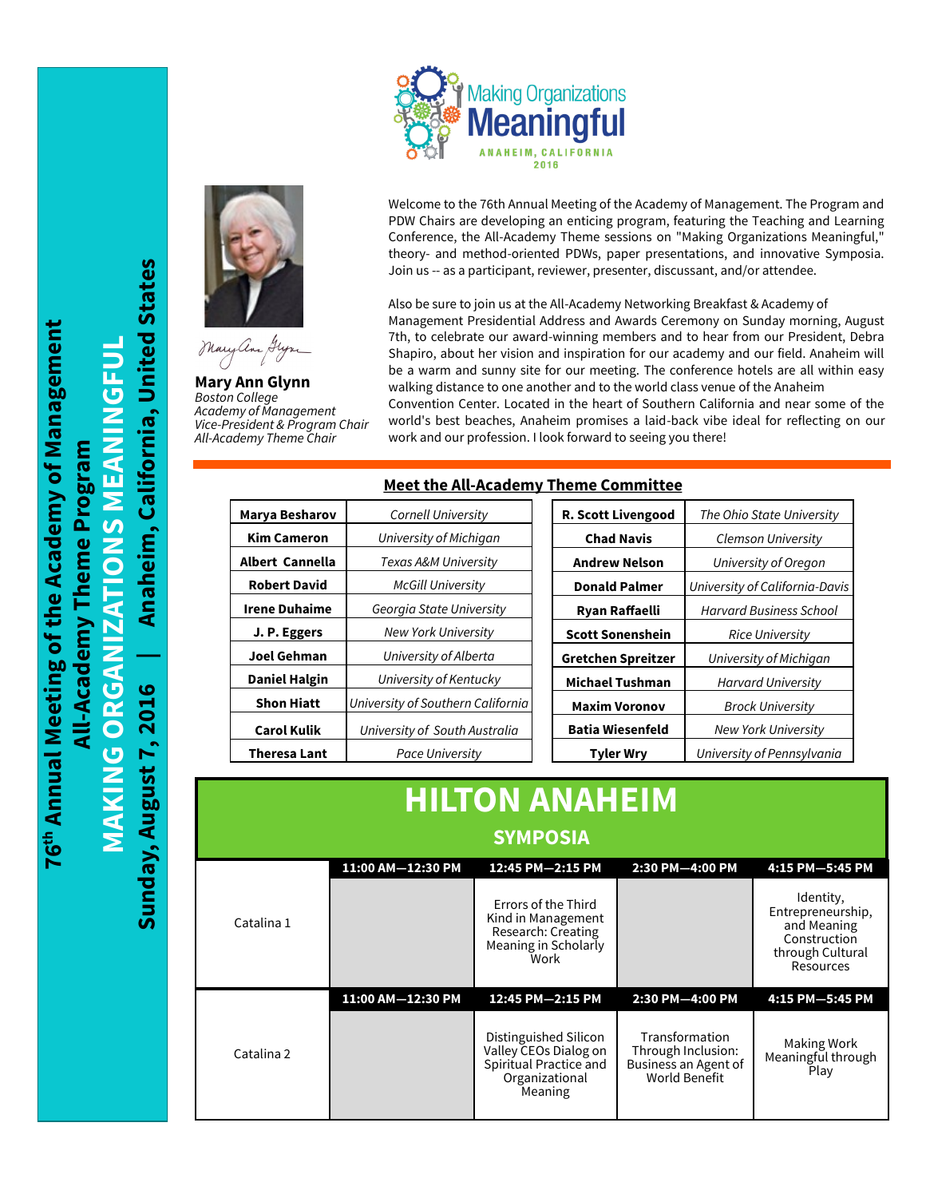# 76th Annual Meeting of the Academy of Management

## All-Academy Theme Program

## MAKING ORGANIZATIONS MEANINGFUL

**Sunday, August 7, 2016 | Anaheim, California, United States**

Making Organizations Meaningful
ANAHEIM, CALIFORNIA
2016

Welcome to the 76th Annual Meeting of the Academy of Management. The Program and PDW Chairs are developing an enticing program, featuring the Teaching and Learning Conference, the All-Academy Theme sessions on "Making Organizations Meaningful," theory- and method-oriented PDWs, paper presentations, and innovative Symposia. Join us -- as a participant, reviewer, presenter, discussant, and/or attendee.

Also be sure to join us at the All-Academy Networking Breakfast & Academy of Management Presidential Address and Awards Ceremony on Sunday morning, August 7th, to celebrate our award-winning members and to hear from our President, Debra Shapiro, about her vision and inspiration for our academy and our field. Anaheim will be a warm and sunny site for our meeting. The conference hotels are all within easy walking distance to one another and to the world class venue of the Anaheim Convention Center. Located in the heart of Southern California and near some of the world's best beaches, Anaheim promises a laid-back vibe ideal for reflecting on our work and our profession. I look forward to seeing you there!

**Mary Ann Glynn**
*Boston College*
*Academy of Management*
*Vice-President & Program Chair*
*All-Academy Theme Chair*

## Meet the All-Academy Theme Committee

| Name | Affiliation | Name | Affiliation |
|---|---|---|---|
| **Marya Besharov** | *Cornell University* | **R. Scott Livengood** | *The Ohio State University* |
| **Kim Cameron** | *University of Michigan* | **Chad Navis** | *Clemson University* |
| **Albert Cannella** | *Texas A&M University* | **Andrew Nelson** | *University of Oregon* |
| **Robert David** | *McGill University* | **Donald Palmer** | *University of California-Davis* |
| **Irene Duhaime** | *Georgia State University* | **Ryan Raffaelli** | *Harvard Business School* |
| **J. P. Eggers** | *New York University* | **Scott Sonenshein** | *Rice University* |
| **Joel Gehman** | *University of Alberta* | **Gretchen Spreitzer** | *University of Michigan* |
| **Daniel Halgin** | *University of Kentucky* | **Michael Tushman** | *Harvard University* |
| **Shon Hiatt** | *University of Southern California* | **Maxim Voronov** | *Brock University* |
| **Carol Kulik** | *University of South Australia* | **Batia Wiesenfeld** | *New York University* |
| **Theresa Lant** | *Pace University* | **Tyler Wry** | *University of Pennsylvania* |

# HILTON ANAHEIM

## SYMPOSIA

| | 11:00 AM—12:30 PM | 12:45 PM—2:15 PM | 2:30 PM—4:00 PM | 4:15 PM—5:45 PM |
|---|---|---|---|---|
| Catalina 1 | | Errors of the Third Kind in Management Research: Creating Meaning in Scholarly Work | | Identity, Entrepreneurship, and Meaning Construction through Cultural Resources |
| Catalina 2 | | Distinguished Silicon Valley CEOs Dialog on Spiritual Practice and Organizational Meaning | Transformation Through Inclusion: Business an Agent of World Benefit | Making Work Meaningful through Play |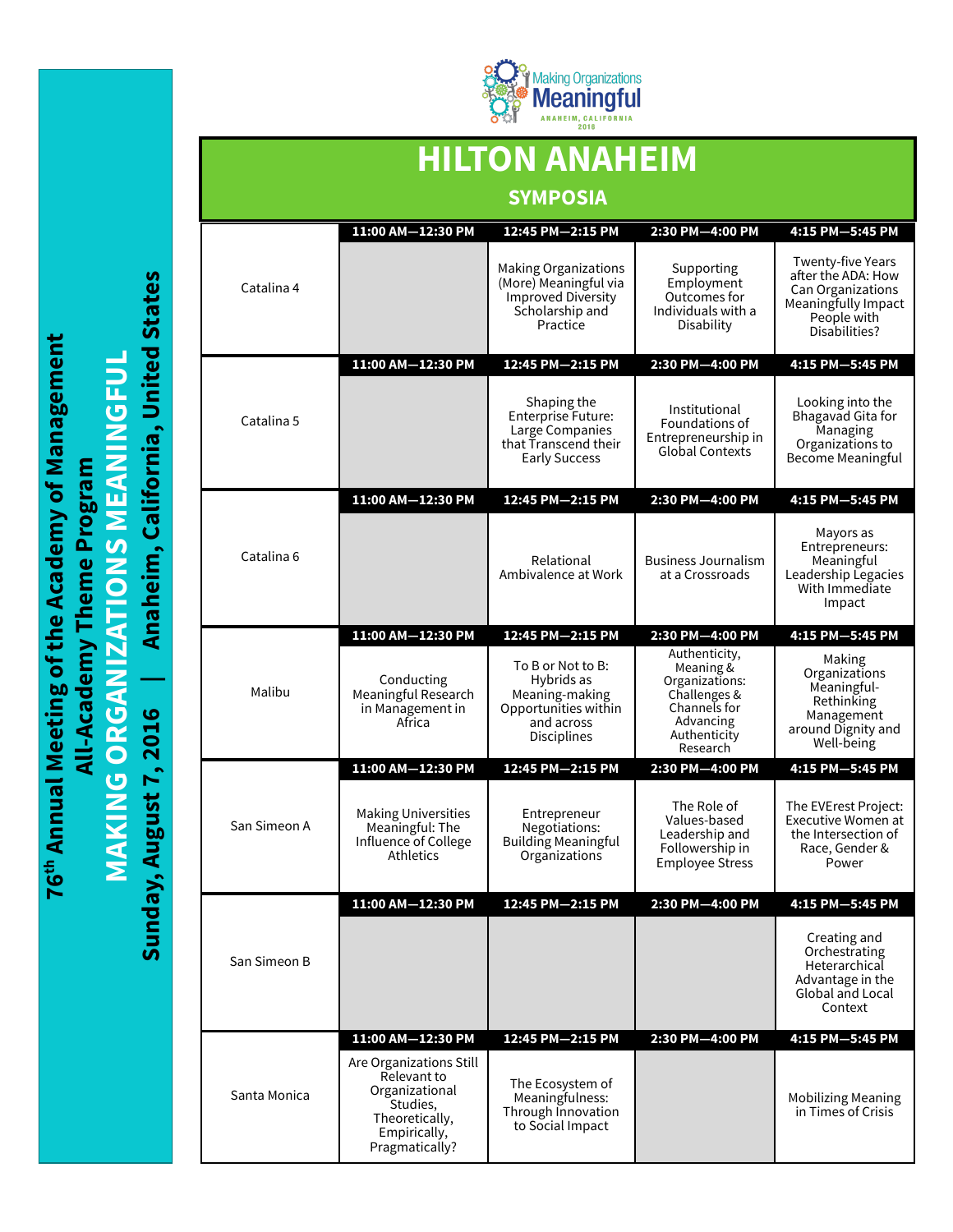76th Annual Meeting of the Academy of Management
All-Academy Theme Program
MAKING ORGANIZATIONS MEANINGFUL
Sunday, August 7, 2016 | Anaheim, California, United States

Making Organizations Meaningful
ANAHEIM, CALIFORNIA 2016

# HILTON ANAHEIM

## SYMPOSIA

| | 11:00 AM—12:30 PM | 12:45 PM—2:15 PM | 2:30 PM—4:00 PM | 4:15 PM—5:45 PM |
|---|---|---|---|---|
| Catalina 4 | | Making Organizations (More) Meaningful via Improved Diversity Scholarship and Practice | Supporting Employment Outcomes for Individuals with a Disability | Twenty-five Years after the ADA: How Can Organizations Meaningfully Impact People with Disabilities? |
| Catalina 5 | | Shaping the Enterprise Future: Large Companies that Transcend their Early Success | Institutional Foundations of Entrepreneurship in Global Contexts | Looking into the Bhagavad Gita for Managing Organizations to Become Meaningful |
| Catalina 6 | | Relational Ambivalence at Work | Business Journalism at a Crossroads | Mayors as Entrepreneurs: Meaningful Leadership Legacies With Immediate Impact |
| Malibu | Conducting Meaningful Research in Management in Africa | To B or Not to B: Hybrids as Meaning-making Opportunities within and across Disciplines | Authenticity, Meaning & Organizations: Challenges & Channels for Advancing Authenticity Research | Making Organizations Meaningful-Rethinking Management around Dignity and Well-being |
| San Simeon A | Making Universities Meaningful: The Influence of College Athletics | Entrepreneur Negotiations: Building Meaningful Organizations | The Role of Values-based Leadership and Followership in Employee Stress | The EVErest Project: Executive Women at the Intersection of Race, Gender & Power |
| San Simeon B | | | | Creating and Orchestrating Heterarchical Advantage in the Global and Local Context |
| Santa Monica | Are Organizations Still Relevant to Organizational Studies, Theoretically, Empirically, Pragmatically? | The Ecosystem of Meaningfulness: Through Innovation to Social Impact | | Mobilizing Meaning in Times of Crisis |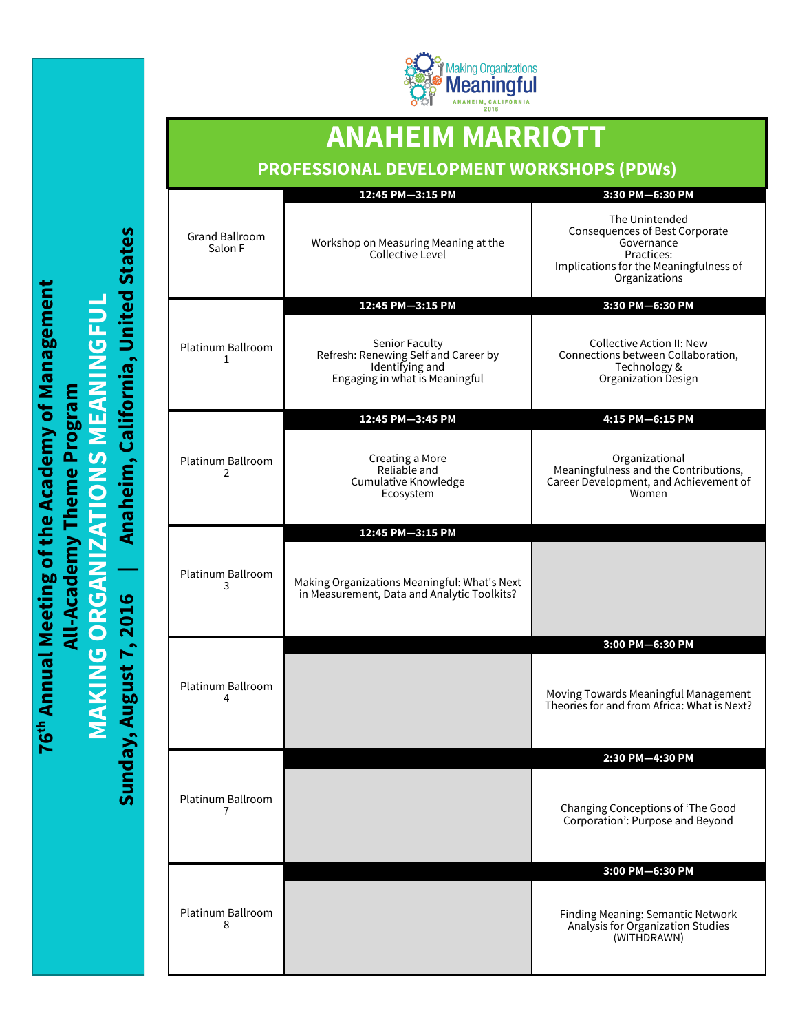76th Annual Meeting of the Academy of Management
All-Academy Theme Program
MAKING ORGANIZATIONS MEANINGFUL
Sunday, August 7, 2016 | Anaheim, California, United States

Making Organizations Meaningful
ANAHEIM, CALIFORNIA 2016

# ANAHEIM MARRIOTT

## PROFESSIONAL DEVELOPMENT WORKSHOPS (PDWs)

| Room | Session 1 | Session 2 |
|---|---|---|
| Grand Ballroom Salon F | **12:45 PM—3:15 PM** Workshop on Measuring Meaning at the Collective Level | **3:30 PM—6:30 PM** The Unintended Consequences of Best Corporate Governance Practices: Implications for the Meaningfulness of Organizations |
| Platinum Ballroom 1 | **12:45 PM—3:15 PM** Senior Faculty Refresh: Renewing Self and Career by Identifying and Engaging in what is Meaningful | **3:30 PM—6:30 PM** Collective Action II: New Connections between Collaboration, Technology & Organization Design |
| Platinum Ballroom 2 | **12:45 PM—3:45 PM** Creating a More Reliable and Cumulative Knowledge Ecosystem | **4:15 PM—6:15 PM** Organizational Meaningfulness and the Contributions, Career Development, and Achievement of Women |
| Platinum Ballroom 3 | **12:45 PM—3:15 PM** Making Organizations Meaningful: What's Next in Measurement, Data and Analytic Toolkits? | |
| Platinum Ballroom 4 | | **3:00 PM—6:30 PM** Moving Towards Meaningful Management Theories for and from Africa: What is Next? |
| Platinum Ballroom 7 | | **2:30 PM—4:30 PM** Changing Conceptions of 'The Good Corporation': Purpose and Beyond |
| Platinum Ballroom 8 | | **3:00 PM—6:30 PM** Finding Meaning: Semantic Network Analysis for Organization Studies (WITHDRAWN) |